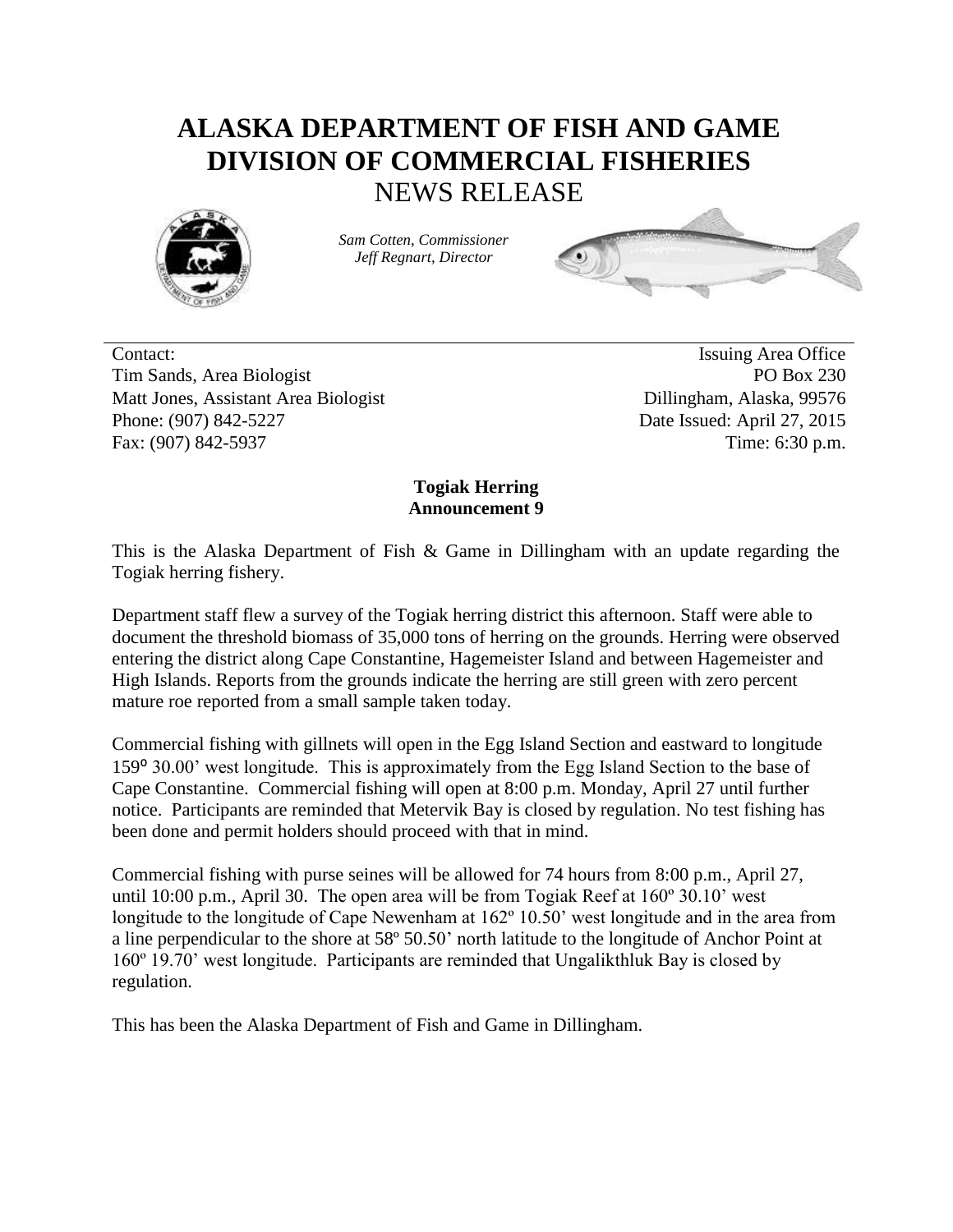# ALASKA DEPARTMENT OF FISH AND GAME
# DIVISION OF COMMERCIAL FISHERIES
## NEWS RELEASE

*Sam Cotten, Commissioner*
*Jeff Regnart, Director*

Contact:
Tim Sands, Area Biologist
Matt Jones, Assistant Area Biologist
Phone: (907) 842-5227
Fax: (907) 842-5937

Issuing Area Office
PO Box 230
Dillingham, Alaska, 99576
Date Issued: April 27, 2015
Time: 6:30 p.m.

**Togiak Herring**
**Announcement 9**

This is the Alaska Department of Fish & Game in Dillingham with an update regarding the Togiak herring fishery.

Department staff flew a survey of the Togiak herring district this afternoon. Staff were able to document the threshold biomass of 35,000 tons of herring on the grounds. Herring were observed entering the district along Cape Constantine, Hagemeister Island and between Hagemeister and High Islands. Reports from the grounds indicate the herring are still green with zero percent mature roe reported from a small sample taken today.

Commercial fishing with gillnets will open in the Egg Island Section and eastward to longitude 159º 30.00' west longitude. This is approximately from the Egg Island Section to the base of Cape Constantine. Commercial fishing will open at 8:00 p.m. Monday, April 27 until further notice. Participants are reminded that Metervik Bay is closed by regulation. No test fishing has been done and permit holders should proceed with that in mind.

Commercial fishing with purse seines will be allowed for 74 hours from 8:00 p.m., April 27, until 10:00 p.m., April 30. The open area will be from Togiak Reef at 160º 30.10' west longitude to the longitude of Cape Newenham at 162º 10.50' west longitude and in the area from a line perpendicular to the shore at 58º 50.50' north latitude to the longitude of Anchor Point at 160º 19.70' west longitude. Participants are reminded that Ungalikthluk Bay is closed by regulation.

This has been the Alaska Department of Fish and Game in Dillingham.